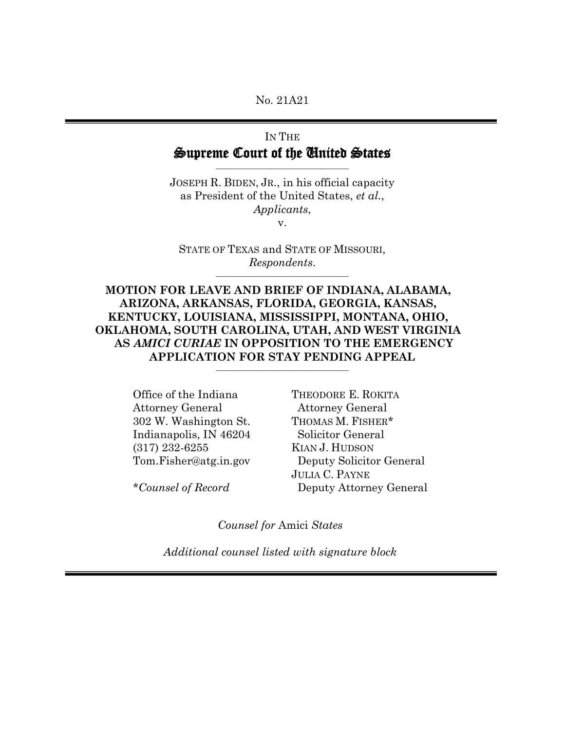No. 21A21

IN THE

# Supreme Court of the United States

JOSEPH R. BIDEN, JR., in his official capacity as President of the United States, *et al.*,
*Applicants*,

v.

STATE OF TEXAS and STATE OF MISSOURI,
*Respondents*.

**MOTION FOR LEAVE AND BRIEF OF INDIANA, ALABAMA, ARIZONA, ARKANSAS, FLORIDA, GEORGIA, KANSAS, KENTUCKY, LOUISIANA, MISSISSIPPI, MONTANA, OHIO, OKLAHOMA, SOUTH CAROLINA, UTAH, AND WEST VIRGINIA AS *AMICI CURIAE* IN OPPOSITION TO THE EMERGENCY APPLICATION FOR STAY PENDING APPEAL**

Office of the Indiana Attorney General
302 W. Washington St.
Indianapolis, IN 46204
(317) 232-6255
Tom.Fisher@atg.in.gov

\**Counsel of Record*

THEODORE E. ROKITA
Attorney General
THOMAS M. FISHER*
Solicitor General
KIAN J. HUDSON
Deputy Solicitor General
JULIA C. PAYNE
Deputy Attorney General

*Counsel for* Amici *States*

*Additional counsel listed with signature block*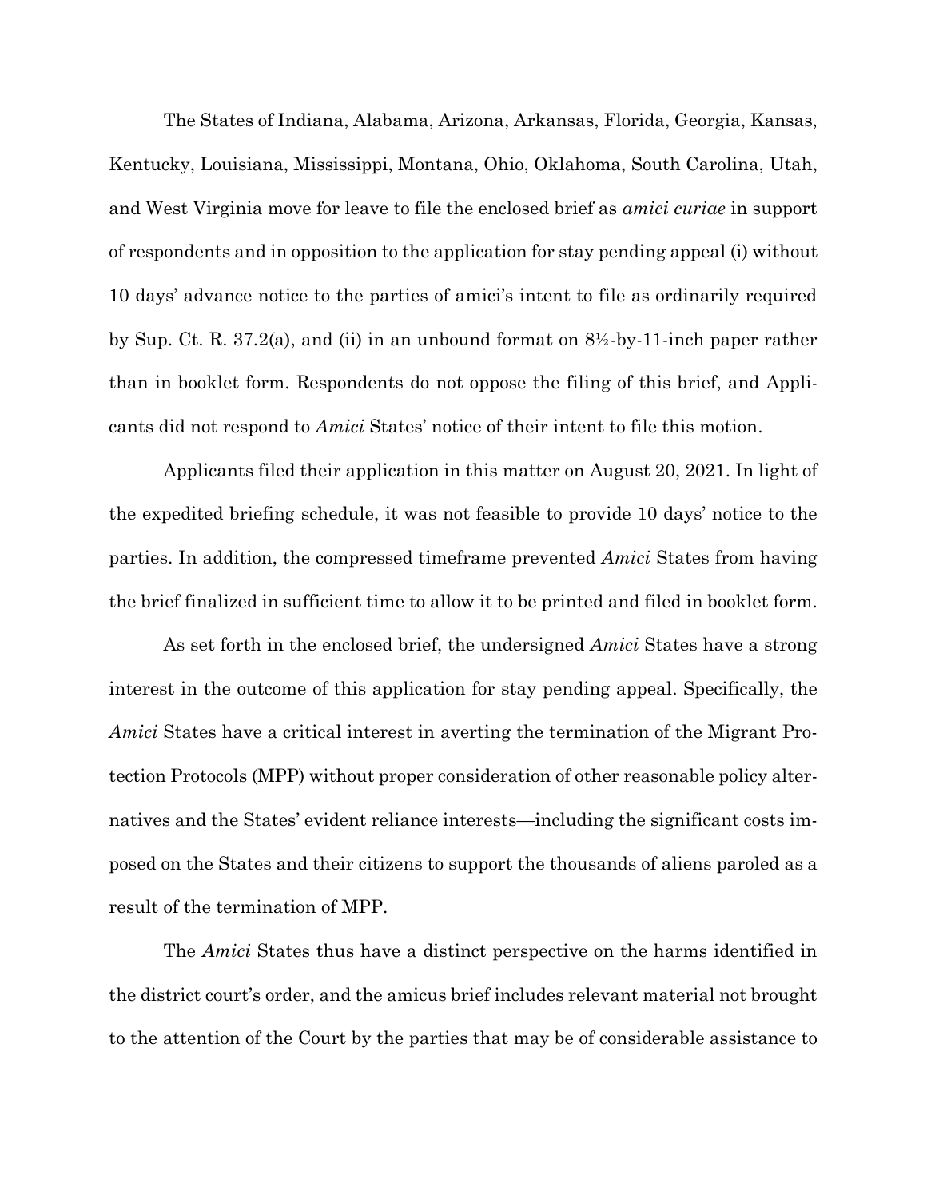The States of Indiana, Alabama, Arizona, Arkansas, Florida, Georgia, Kansas, Kentucky, Louisiana, Mississippi, Montana, Ohio, Oklahoma, South Carolina, Utah, and West Virginia move for leave to file the enclosed brief as *amici curiae* in support of respondents and in opposition to the application for stay pending appeal (i) without 10 days' advance notice to the parties of amici's intent to file as ordinarily required by Sup. Ct. R. 37.2(a), and (ii) in an unbound format on 8½-by-11-inch paper rather than in booklet form. Respondents do not oppose the filing of this brief, and Applicants did not respond to *Amici* States' notice of their intent to file this motion.

Applicants filed their application in this matter on August 20, 2021. In light of the expedited briefing schedule, it was not feasible to provide 10 days' notice to the parties. In addition, the compressed timeframe prevented *Amici* States from having the brief finalized in sufficient time to allow it to be printed and filed in booklet form.

As set forth in the enclosed brief, the undersigned *Amici* States have a strong interest in the outcome of this application for stay pending appeal. Specifically, the *Amici* States have a critical interest in averting the termination of the Migrant Protection Protocols (MPP) without proper consideration of other reasonable policy alternatives and the States' evident reliance interests—including the significant costs imposed on the States and their citizens to support the thousands of aliens paroled as a result of the termination of MPP.

The *Amici* States thus have a distinct perspective on the harms identified in the district court's order, and the amicus brief includes relevant material not brought to the attention of the Court by the parties that may be of considerable assistance to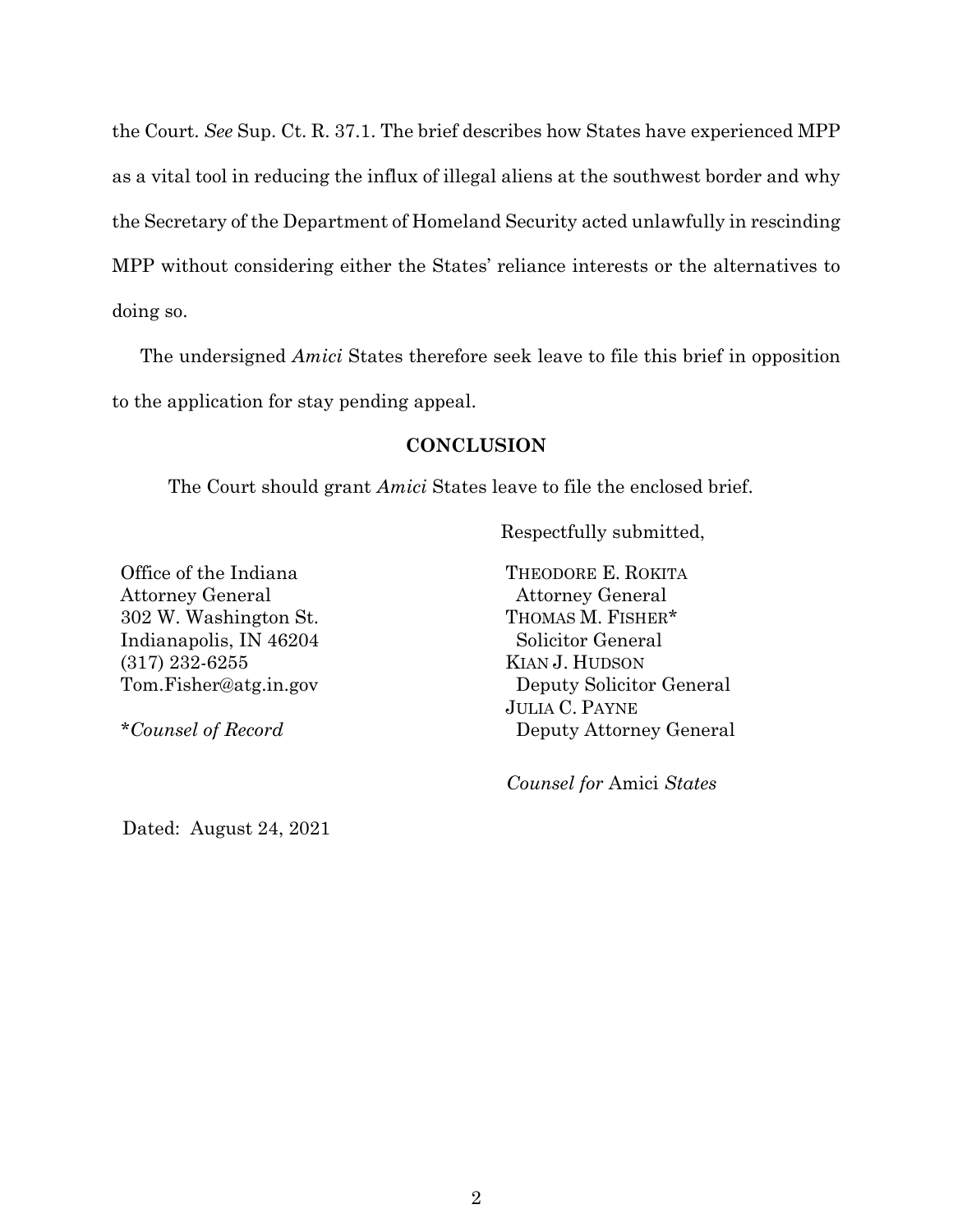the Court. *See* Sup. Ct. R. 37.1. The brief describes how States have experienced MPP as a vital tool in reducing the influx of illegal aliens at the southwest border and why the Secretary of the Department of Homeland Security acted unlawfully in rescinding MPP without considering either the States' reliance interests or the alternatives to doing so.

The undersigned *Amici* States therefore seek leave to file this brief in opposition to the application for stay pending appeal.

## CONCLUSION

The Court should grant *Amici* States leave to file the enclosed brief.

Respectfully submitted,

THEODORE E. ROKITA
Attorney General
THOMAS M. FISHER*
Solicitor General
KIAN J. HUDSON
Deputy Solicitor General
JULIA C. PAYNE
Deputy Attorney General

*Counsel for* Amici *States*

Office of the Indiana
Attorney General
302 W. Washington St.
Indianapolis, IN 46204
(317) 232-6255
Tom.Fisher@atg.in.gov

**Counsel of Record*

Dated: August 24, 2021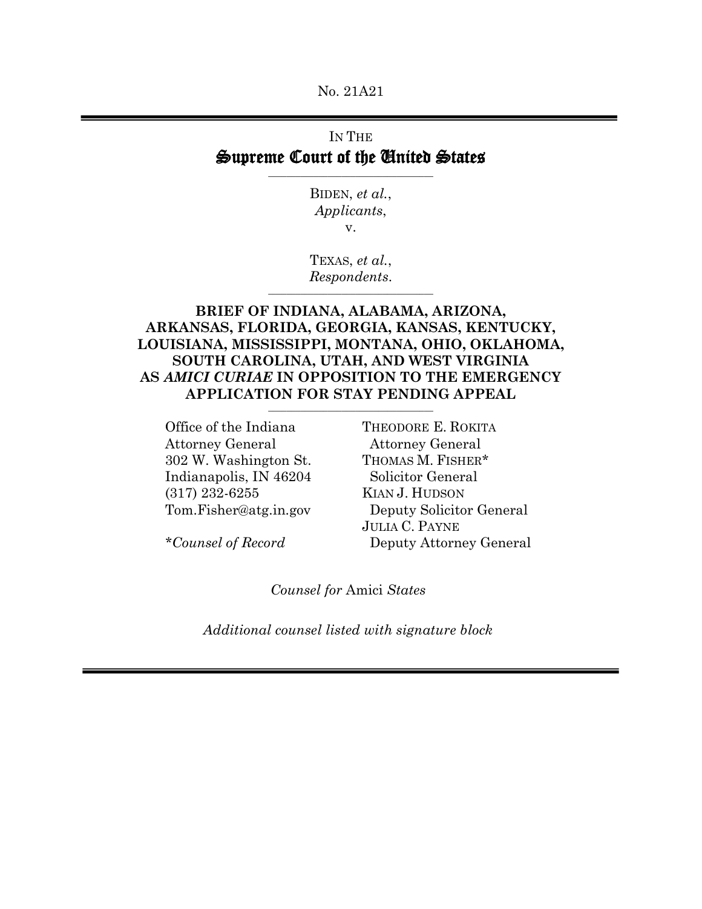No. 21A21

IN THE
# Supreme Court of the United States

BIDEN, *et al.*,
*Applicants*,
v.

TEXAS, *et al.*,
*Respondents*.

**BRIEF OF INDIANA, ALABAMA, ARIZONA, ARKANSAS, FLORIDA, GEORGIA, KANSAS, KENTUCKY, LOUISIANA, MISSISSIPPI, MONTANA, OHIO, OKLAHOMA, SOUTH CAROLINA, UTAH, AND WEST VIRGINIA AS *AMICI CURIAE* IN OPPOSITION TO THE EMERGENCY APPLICATION FOR STAY PENDING APPEAL**

Office of the Indiana Attorney General
302 W. Washington St.
Indianapolis, IN 46204
(317) 232-6255
Tom.Fisher@atg.in.gov

*\*Counsel of Record*

THEODORE E. ROKITA
Attorney General
THOMAS M. FISHER*
Solicitor General
KIAN J. HUDSON
Deputy Solicitor General
JULIA C. PAYNE
Deputy Attorney General

*Counsel for* Amici *States*

*Additional counsel listed with signature block*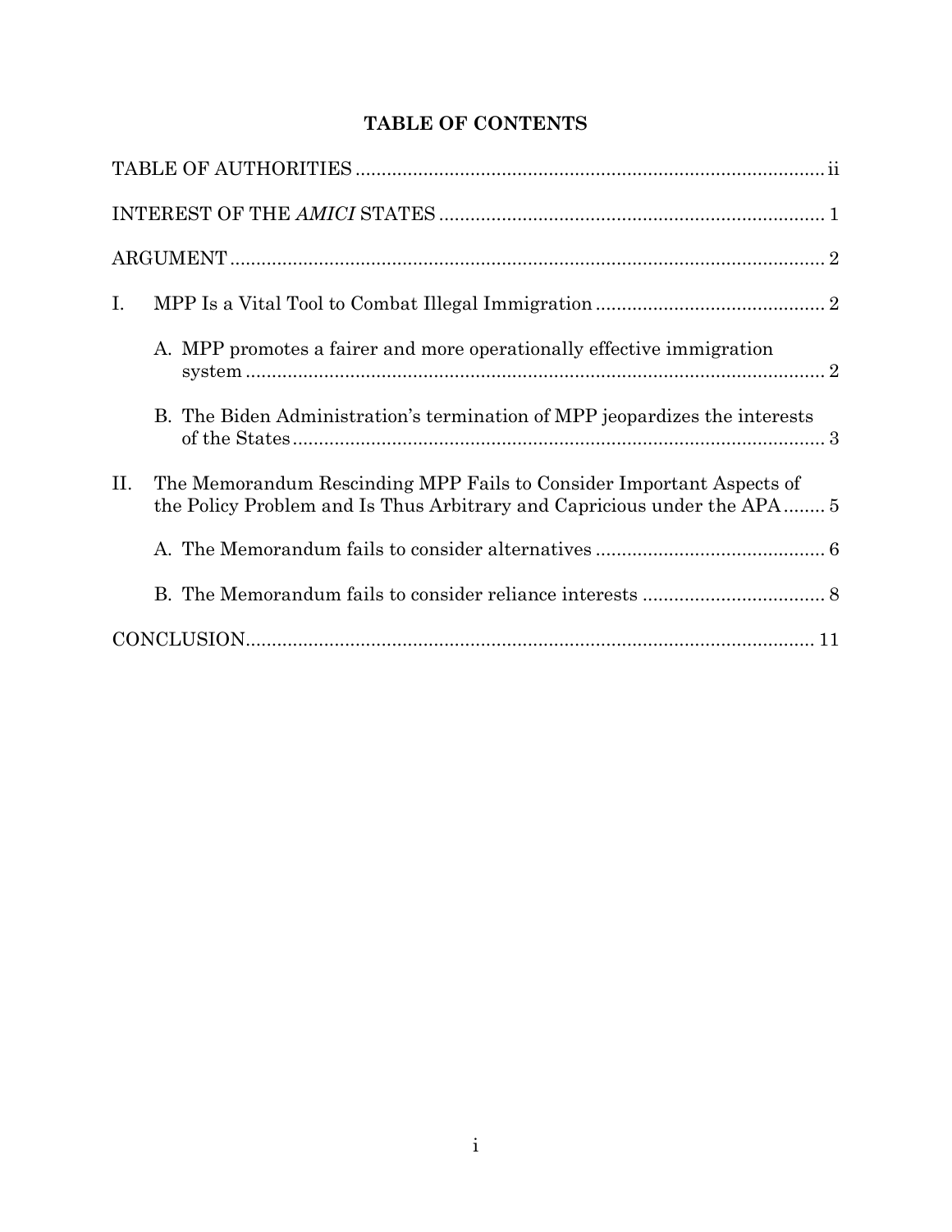## TABLE OF CONTENTS

TABLE OF AUTHORITIES .......... ii

INTEREST OF THE *AMICI* STATES .......... 1

ARGUMENT .......... 2

I. MPP Is a Vital Tool to Combat Illegal Immigration .......... 2

   A. MPP promotes a fairer and more operationally effective immigration system .......... 2

   B. The Biden Administration's termination of MPP jeopardizes the interests of the States .......... 3

II. The Memorandum Rescinding MPP Fails to Consider Important Aspects of the Policy Problem and Is Thus Arbitrary and Capricious under the APA .......... 5

   A. The Memorandum fails to consider alternatives .......... 6

   B. The Memorandum fails to consider reliance interests .......... 8

CONCLUSION .......... 11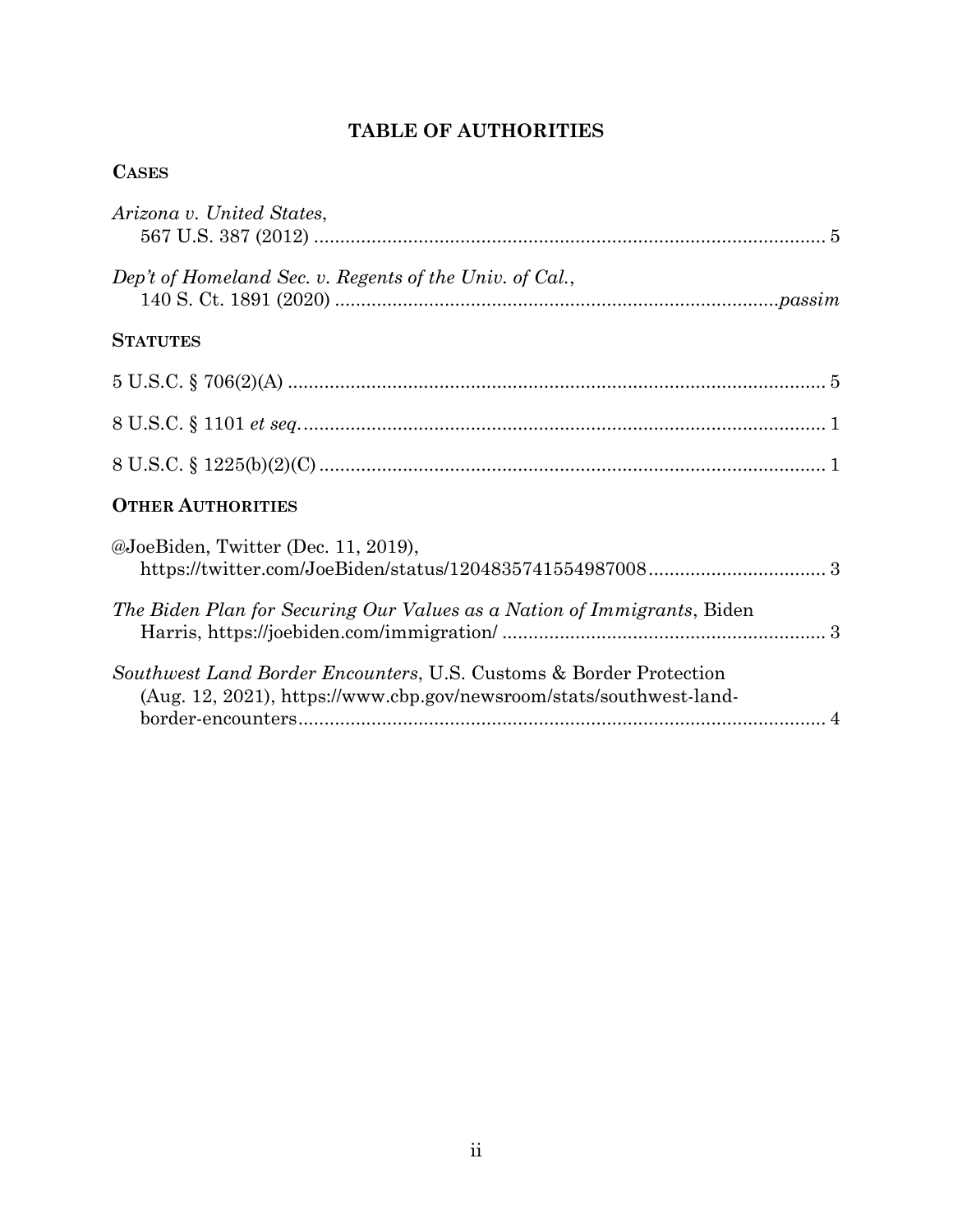# TABLE OF AUTHORITIES

## CASES

*Arizona v. United States*,
567 U.S. 387 (2012) .................................................................................................. 5

*Dep't of Homeland Sec. v. Regents of the Univ. of Cal.*,
140 S. Ct. 1891 (2020) ...................................................................................*passim*

## STATUTES

5 U.S.C. § 706(2)(A) ....................................................................................................... 5

8 U.S.C. § 1101 *et seq.* ................................................................................................... 1

8 U.S.C. § 1225(b)(2)(C) .................................................................................................. 1

## OTHER AUTHORITIES

@JoeBiden, Twitter (Dec. 11, 2019),
https://twitter.com/JoeBiden/status/1204835741554987008 ................................. 3

*The Biden Plan for Securing Our Values as a Nation of Immigrants*, Biden Harris, https://joebiden.com/immigration/ ............................................................. 3

*Southwest Land Border Encounters*, U.S. Customs & Border Protection (Aug. 12, 2021), https://www.cbp.gov/newsroom/stats/southwest-land-border-encounters ..................................................................................................... 4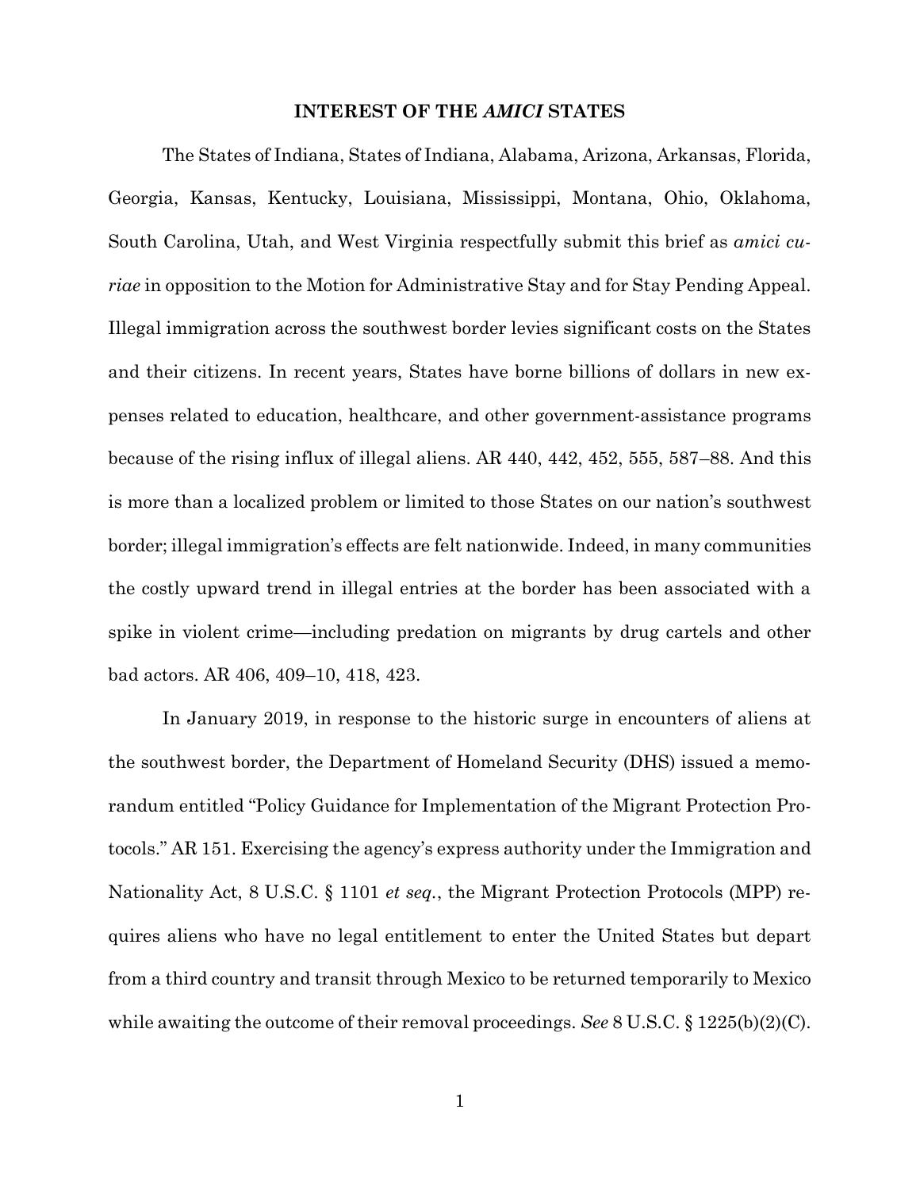## INTEREST OF THE *AMICI* STATES

The States of Indiana, States of Indiana, Alabama, Arizona, Arkansas, Florida, Georgia, Kansas, Kentucky, Louisiana, Mississippi, Montana, Ohio, Oklahoma, South Carolina, Utah, and West Virginia respectfully submit this brief as *amici curiae* in opposition to the Motion for Administrative Stay and for Stay Pending Appeal. Illegal immigration across the southwest border levies significant costs on the States and their citizens. In recent years, States have borne billions of dollars in new expenses related to education, healthcare, and other government-assistance programs because of the rising influx of illegal aliens. AR 440, 442, 452, 555, 587–88. And this is more than a localized problem or limited to those States on our nation's southwest border; illegal immigration's effects are felt nationwide. Indeed, in many communities the costly upward trend in illegal entries at the border has been associated with a spike in violent crime—including predation on migrants by drug cartels and other bad actors. AR 406, 409–10, 418, 423.

In January 2019, in response to the historic surge in encounters of aliens at the southwest border, the Department of Homeland Security (DHS) issued a memorandum entitled "Policy Guidance for Implementation of the Migrant Protection Protocols." AR 151. Exercising the agency's express authority under the Immigration and Nationality Act, 8 U.S.C. § 1101 *et seq.*, the Migrant Protection Protocols (MPP) requires aliens who have no legal entitlement to enter the United States but depart from a third country and transit through Mexico to be returned temporarily to Mexico while awaiting the outcome of their removal proceedings. *See* 8 U.S.C. § 1225(b)(2)(C).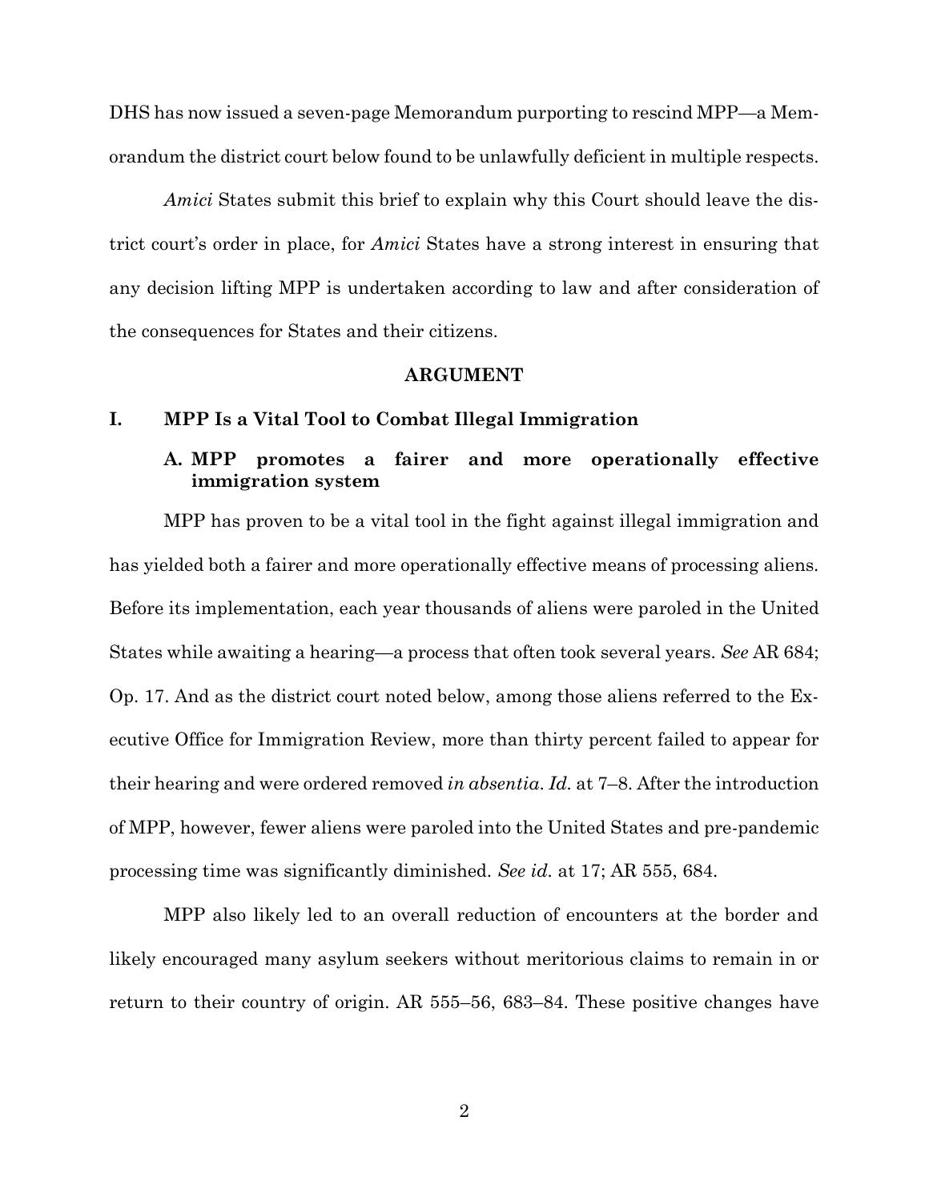DHS has now issued a seven-page Memorandum purporting to rescind MPP—a Memorandum the district court below found to be unlawfully deficient in multiple respects.

*Amici* States submit this brief to explain why this Court should leave the district court's order in place, for *Amici* States have a strong interest in ensuring that any decision lifting MPP is undertaken according to law and after consideration of the consequences for States and their citizens.

## ARGUMENT

### I. MPP Is a Vital Tool to Combat Illegal Immigration

#### A. MPP promotes a fairer and more operationally effective immigration system

MPP has proven to be a vital tool in the fight against illegal immigration and has yielded both a fairer and more operationally effective means of processing aliens. Before its implementation, each year thousands of aliens were paroled in the United States while awaiting a hearing—a process that often took several years. *See* AR 684; Op. 17. And as the district court noted below, among those aliens referred to the Executive Office for Immigration Review, more than thirty percent failed to appear for their hearing and were ordered removed *in absentia*. *Id.* at 7–8. After the introduction of MPP, however, fewer aliens were paroled into the United States and pre-pandemic processing time was significantly diminished. *See id.* at 17; AR 555, 684.

MPP also likely led to an overall reduction of encounters at the border and likely encouraged many asylum seekers without meritorious claims to remain in or return to their country of origin. AR 555–56, 683–84. These positive changes have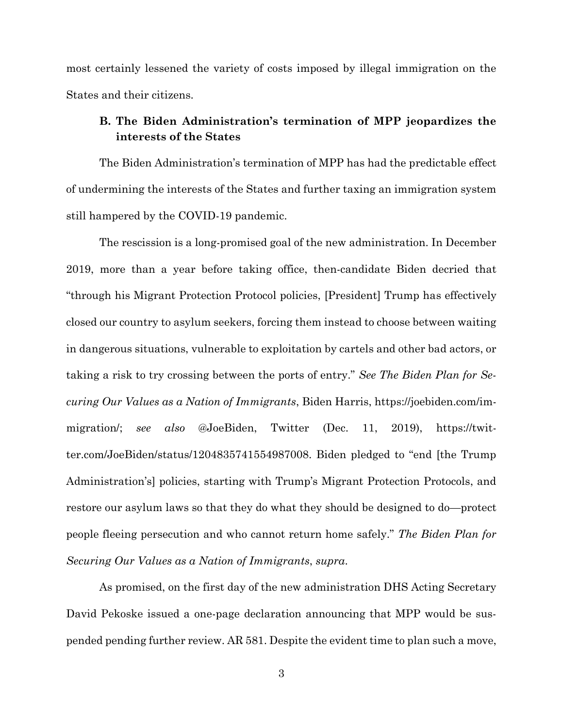most certainly lessened the variety of costs imposed by illegal immigration on the States and their citizens.

### B. The Biden Administration's termination of MPP jeopardizes the interests of the States

The Biden Administration's termination of MPP has had the predictable effect of undermining the interests of the States and further taxing an immigration system still hampered by the COVID-19 pandemic.

The rescission is a long-promised goal of the new administration. In December 2019, more than a year before taking office, then-candidate Biden decried that "through his Migrant Protection Protocol policies, [President] Trump has effectively closed our country to asylum seekers, forcing them instead to choose between waiting in dangerous situations, vulnerable to exploitation by cartels and other bad actors, or taking a risk to try crossing between the ports of entry." *See The Biden Plan for Securing Our Values as a Nation of Immigrants*, Biden Harris, https://joebiden.com/immigration/; *see also* @JoeBiden, Twitter (Dec. 11, 2019), https://twitter.com/JoeBiden/status/1204835741554987008. Biden pledged to "end [the Trump Administration's] policies, starting with Trump's Migrant Protection Protocols, and restore our asylum laws so that they do what they should be designed to do—protect people fleeing persecution and who cannot return home safely." *The Biden Plan for Securing Our Values as a Nation of Immigrants*, *supra*.

As promised, on the first day of the new administration DHS Acting Secretary David Pekoske issued a one-page declaration announcing that MPP would be suspended pending further review. AR 581. Despite the evident time to plan such a move,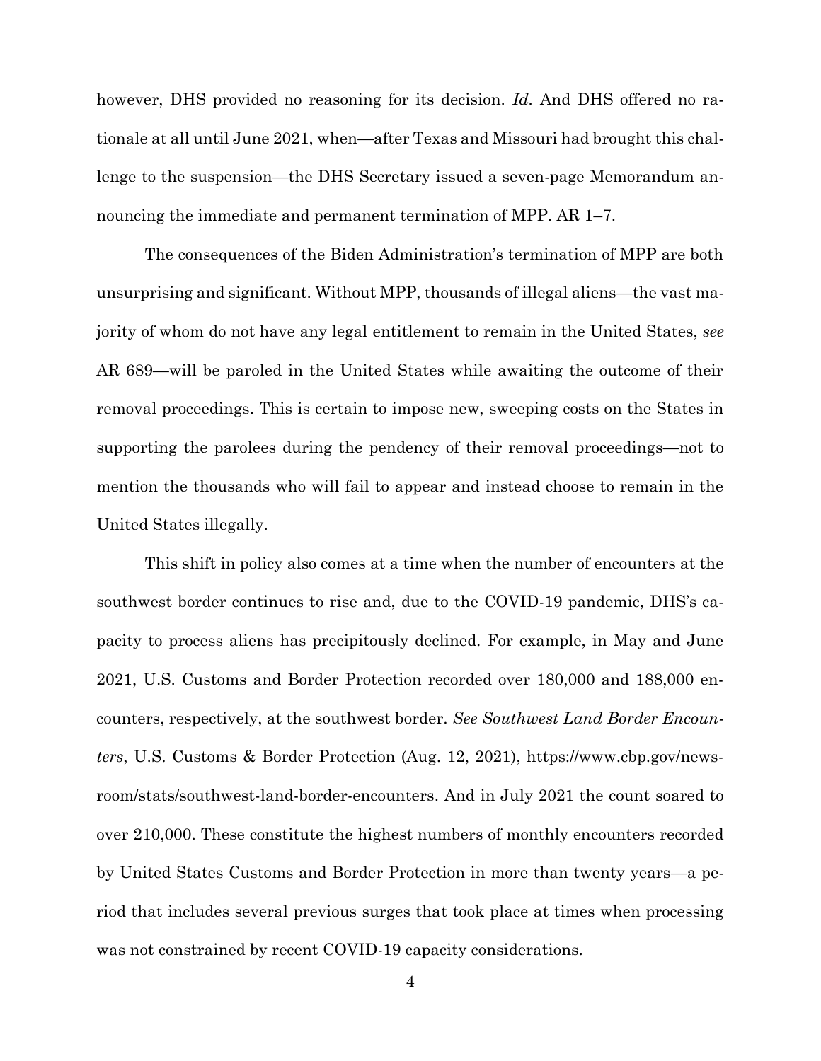however, DHS provided no reasoning for its decision. *Id.* And DHS offered no rationale at all until June 2021, when—after Texas and Missouri had brought this challenge to the suspension—the DHS Secretary issued a seven-page Memorandum announcing the immediate and permanent termination of MPP. AR 1–7.

The consequences of the Biden Administration's termination of MPP are both unsurprising and significant. Without MPP, thousands of illegal aliens—the vast majority of whom do not have any legal entitlement to remain in the United States, *see* AR 689—will be paroled in the United States while awaiting the outcome of their removal proceedings. This is certain to impose new, sweeping costs on the States in supporting the parolees during the pendency of their removal proceedings—not to mention the thousands who will fail to appear and instead choose to remain in the United States illegally.

This shift in policy also comes at a time when the number of encounters at the southwest border continues to rise and, due to the COVID-19 pandemic, DHS's capacity to process aliens has precipitously declined. For example, in May and June 2021, U.S. Customs and Border Protection recorded over 180,000 and 188,000 encounters, respectively, at the southwest border. *See Southwest Land Border Encounters*, U.S. Customs & Border Protection (Aug. 12, 2021), https://www.cbp.gov/newsroom/stats/southwest-land-border-encounters. And in July 2021 the count soared to over 210,000. These constitute the highest numbers of monthly encounters recorded by United States Customs and Border Protection in more than twenty years—a period that includes several previous surges that took place at times when processing was not constrained by recent COVID-19 capacity considerations.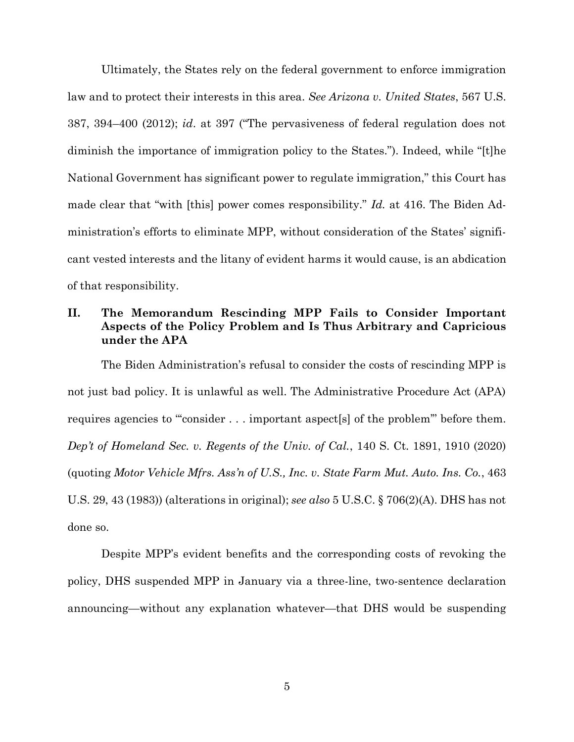Ultimately, the States rely on the federal government to enforce immigration law and to protect their interests in this area. *See Arizona v. United States*, 567 U.S. 387, 394–400 (2012); *id*. at 397 ("The pervasiveness of federal regulation does not diminish the importance of immigration policy to the States."). Indeed, while "[t]he National Government has significant power to regulate immigration," this Court has made clear that "with [this] power comes responsibility." *Id.* at 416. The Biden Administration's efforts to eliminate MPP, without consideration of the States' significant vested interests and the litany of evident harms it would cause, is an abdication of that responsibility.

## II. The Memorandum Rescinding MPP Fails to Consider Important Aspects of the Policy Problem and Is Thus Arbitrary and Capricious under the APA

The Biden Administration's refusal to consider the costs of rescinding MPP is not just bad policy. It is unlawful as well. The Administrative Procedure Act (APA) requires agencies to "'consider . . . important aspect[s] of the problem'" before them. *Dep't of Homeland Sec. v. Regents of the Univ. of Cal.*, 140 S. Ct. 1891, 1910 (2020) (quoting *Motor Vehicle Mfrs. Ass'n of U.S., Inc. v. State Farm Mut. Auto. Ins. Co.*, 463 U.S. 29, 43 (1983)) (alterations in original); *see also* 5 U.S.C. § 706(2)(A). DHS has not done so.

Despite MPP's evident benefits and the corresponding costs of revoking the policy, DHS suspended MPP in January via a three-line, two-sentence declaration announcing—without any explanation whatever—that DHS would be suspending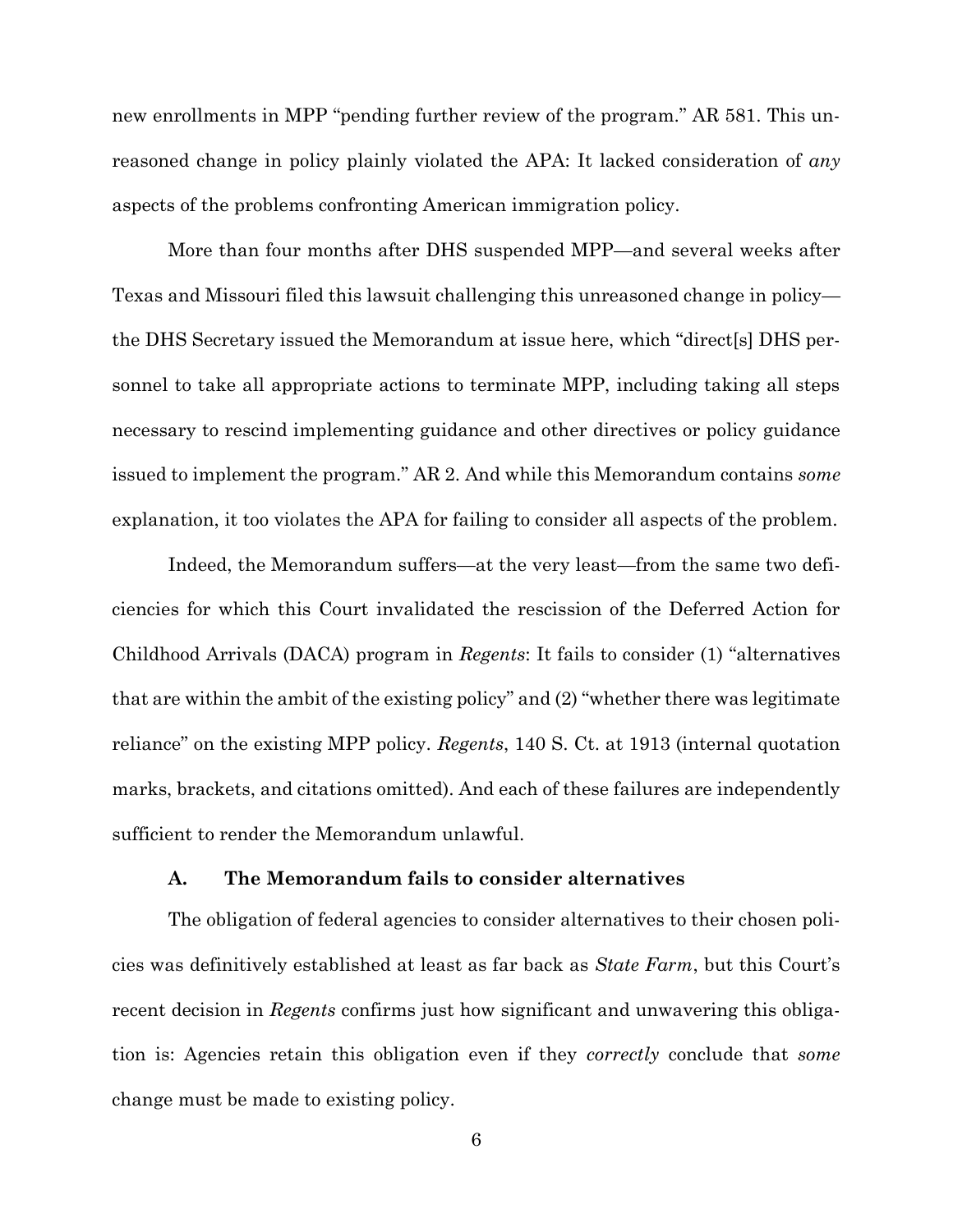new enrollments in MPP "pending further review of the program." AR 581. This unreasoned change in policy plainly violated the APA: It lacked consideration of *any* aspects of the problems confronting American immigration policy.

More than four months after DHS suspended MPP—and several weeks after Texas and Missouri filed this lawsuit challenging this unreasoned change in policy—the DHS Secretary issued the Memorandum at issue here, which "direct[s] DHS personnel to take all appropriate actions to terminate MPP, including taking all steps necessary to rescind implementing guidance and other directives or policy guidance issued to implement the program." AR 2. And while this Memorandum contains *some* explanation, it too violates the APA for failing to consider all aspects of the problem.

Indeed, the Memorandum suffers—at the very least—from the same two deficiencies for which this Court invalidated the rescission of the Deferred Action for Childhood Arrivals (DACA) program in *Regents*: It fails to consider (1) "alternatives that are within the ambit of the existing policy" and (2) "whether there was legitimate reliance" on the existing MPP policy. *Regents*, 140 S. Ct. at 1913 (internal quotation marks, brackets, and citations omitted). And each of these failures are independently sufficient to render the Memorandum unlawful.

### A. The Memorandum fails to consider alternatives

The obligation of federal agencies to consider alternatives to their chosen policies was definitively established at least as far back as *State Farm*, but this Court's recent decision in *Regents* confirms just how significant and unwavering this obligation is: Agencies retain this obligation even if they *correctly* conclude that *some* change must be made to existing policy.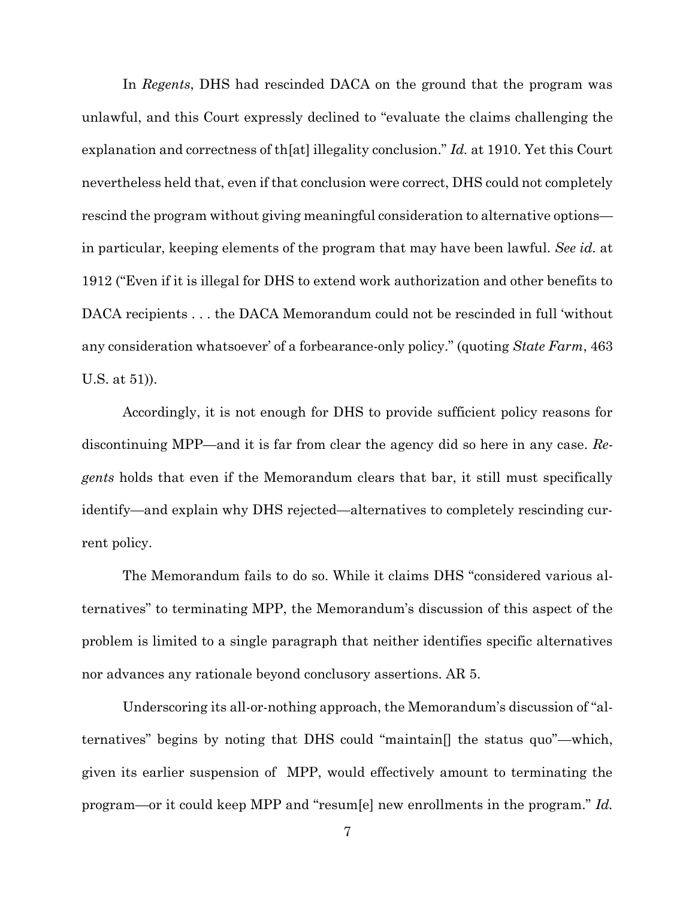In *Regents*, DHS had rescinded DACA on the ground that the program was unlawful, and this Court expressly declined to "evaluate the claims challenging the explanation and correctness of th[at] illegality conclusion." *Id.* at 1910. Yet this Court nevertheless held that, even if that conclusion were correct, DHS could not completely rescind the program without giving meaningful consideration to alternative options—in particular, keeping elements of the program that may have been lawful. *See id.* at 1912 ("Even if it is illegal for DHS to extend work authorization and other benefits to DACA recipients . . . the DACA Memorandum could not be rescinded in full 'without any consideration whatsoever' of a forbearance-only policy." (quoting *State Farm*, 463 U.S. at 51)).

Accordingly, it is not enough for DHS to provide sufficient policy reasons for discontinuing MPP—and it is far from clear the agency did so here in any case. *Regents* holds that even if the Memorandum clears that bar, it still must specifically identify—and explain why DHS rejected—alternatives to completely rescinding current policy.

The Memorandum fails to do so. While it claims DHS "considered various alternatives" to terminating MPP, the Memorandum's discussion of this aspect of the problem is limited to a single paragraph that neither identifies specific alternatives nor advances any rationale beyond conclusory assertions. AR 5.

Underscoring its all-or-nothing approach, the Memorandum's discussion of "alternatives" begins by noting that DHS could "maintain[] the status quo"—which, given its earlier suspension of MPP, would effectively amount to terminating the program—or it could keep MPP and "resum[e] new enrollments in the program." *Id.*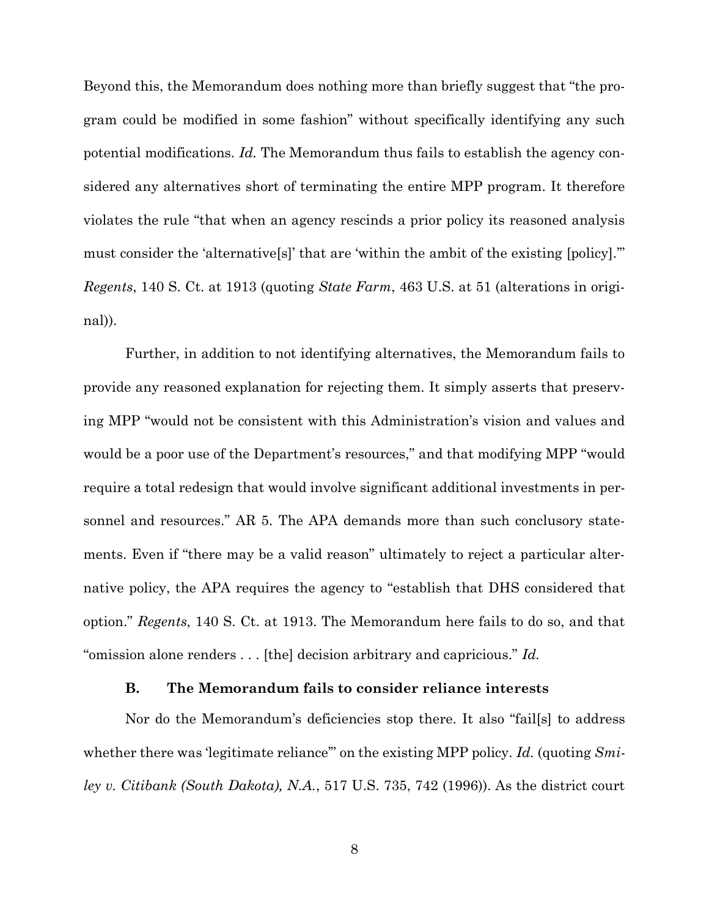Beyond this, the Memorandum does nothing more than briefly suggest that "the program could be modified in some fashion" without specifically identifying any such potential modifications. *Id.* The Memorandum thus fails to establish the agency considered any alternatives short of terminating the entire MPP program. It therefore violates the rule "that when an agency rescinds a prior policy its reasoned analysis must consider the 'alternative[s]' that are 'within the ambit of the existing [policy].'" *Regents*, 140 S. Ct. at 1913 (quoting *State Farm*, 463 U.S. at 51 (alterations in original)).

Further, in addition to not identifying alternatives, the Memorandum fails to provide any reasoned explanation for rejecting them. It simply asserts that preserving MPP "would not be consistent with this Administration's vision and values and would be a poor use of the Department's resources," and that modifying MPP "would require a total redesign that would involve significant additional investments in personnel and resources." AR 5. The APA demands more than such conclusory statements. Even if "there may be a valid reason" ultimately to reject a particular alternative policy, the APA requires the agency to "establish that DHS considered that option." *Regents*, 140 S. Ct. at 1913. The Memorandum here fails to do so, and that "omission alone renders . . . [the] decision arbitrary and capricious." *Id.*

### B. The Memorandum fails to consider reliance interests

Nor do the Memorandum's deficiencies stop there. It also "fail[s] to address whether there was 'legitimate reliance'" on the existing MPP policy. *Id.* (quoting *Smiley v. Citibank (South Dakota), N.A.*, 517 U.S. 735, 742 (1996)). As the district court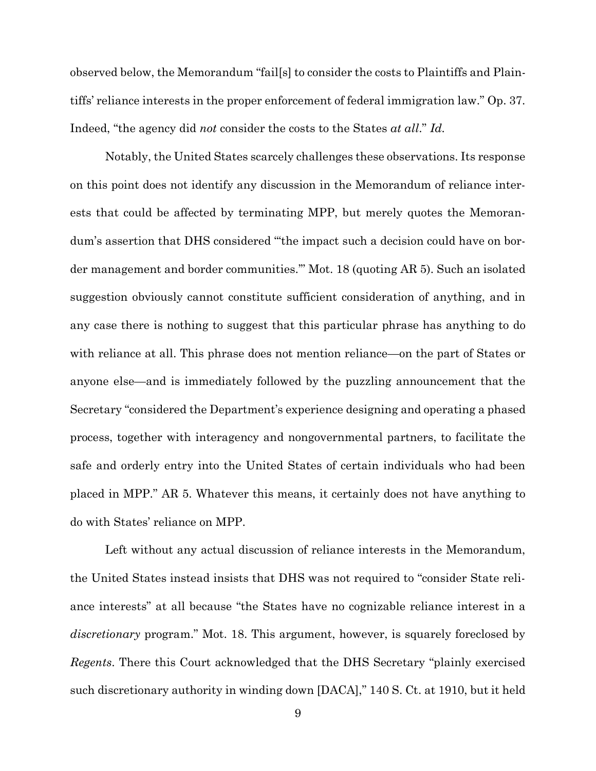observed below, the Memorandum "fail[s] to consider the costs to Plaintiffs and Plaintiffs' reliance interests in the proper enforcement of federal immigration law." Op. 37. Indeed, "the agency did *not* consider the costs to the States *at all*." *Id.*

Notably, the United States scarcely challenges these observations. Its response on this point does not identify any discussion in the Memorandum of reliance interests that could be affected by terminating MPP, but merely quotes the Memorandum's assertion that DHS considered "'the impact such a decision could have on border management and border communities.'" Mot. 18 (quoting AR 5). Such an isolated suggestion obviously cannot constitute sufficient consideration of anything, and in any case there is nothing to suggest that this particular phrase has anything to do with reliance at all. This phrase does not mention reliance—on the part of States or anyone else—and is immediately followed by the puzzling announcement that the Secretary "considered the Department's experience designing and operating a phased process, together with interagency and nongovernmental partners, to facilitate the safe and orderly entry into the United States of certain individuals who had been placed in MPP." AR 5. Whatever this means, it certainly does not have anything to do with States' reliance on MPP.

Left without any actual discussion of reliance interests in the Memorandum, the United States instead insists that DHS was not required to "consider State reliance interests" at all because "the States have no cognizable reliance interest in a *discretionary* program." Mot. 18. This argument, however, is squarely foreclosed by *Regents*. There this Court acknowledged that the DHS Secretary "plainly exercised such discretionary authority in winding down [DACA]," 140 S. Ct. at 1910, but it held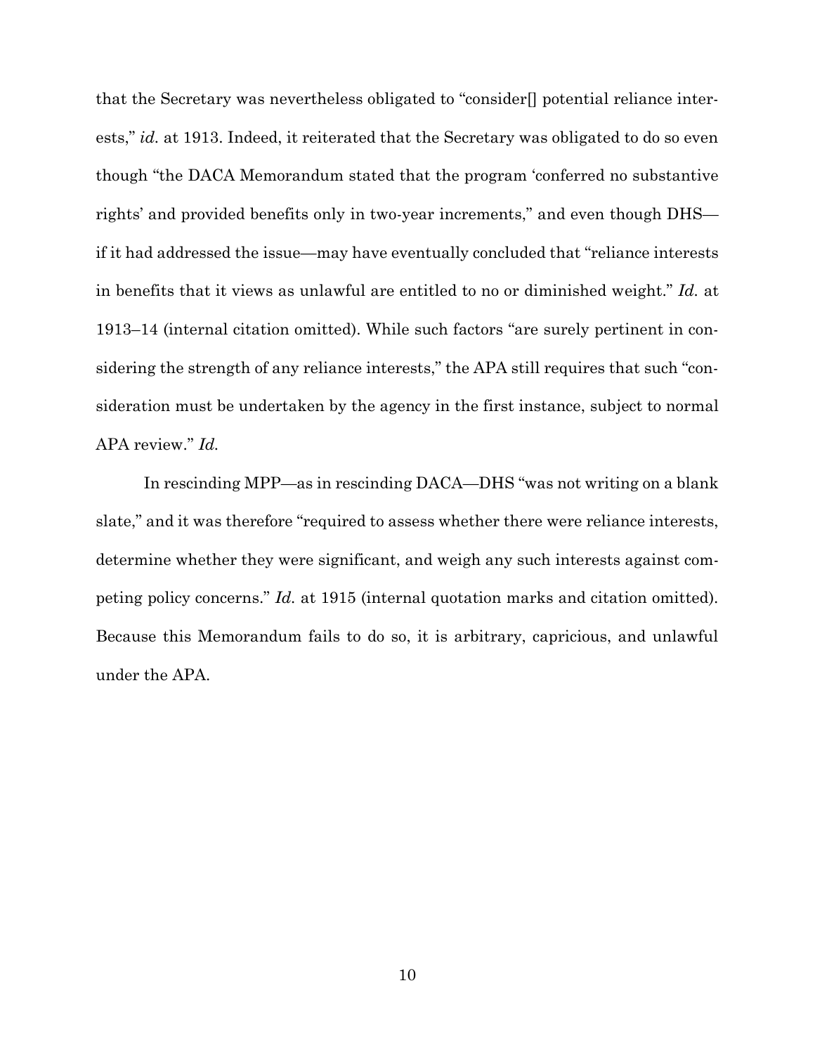that the Secretary was nevertheless obligated to "consider[] potential reliance interests," *id.* at 1913. Indeed, it reiterated that the Secretary was obligated to do so even though "the DACA Memorandum stated that the program 'conferred no substantive rights' and provided benefits only in two-year increments," and even though DHS—if it had addressed the issue—may have eventually concluded that "reliance interests in benefits that it views as unlawful are entitled to no or diminished weight." *Id.* at 1913–14 (internal citation omitted). While such factors "are surely pertinent in considering the strength of any reliance interests," the APA still requires that such "consideration must be undertaken by the agency in the first instance, subject to normal APA review." *Id.*

In rescinding MPP—as in rescinding DACA—DHS "was not writing on a blank slate," and it was therefore "required to assess whether there were reliance interests, determine whether they were significant, and weigh any such interests against competing policy concerns." *Id.* at 1915 (internal quotation marks and citation omitted). Because this Memorandum fails to do so, it is arbitrary, capricious, and unlawful under the APA.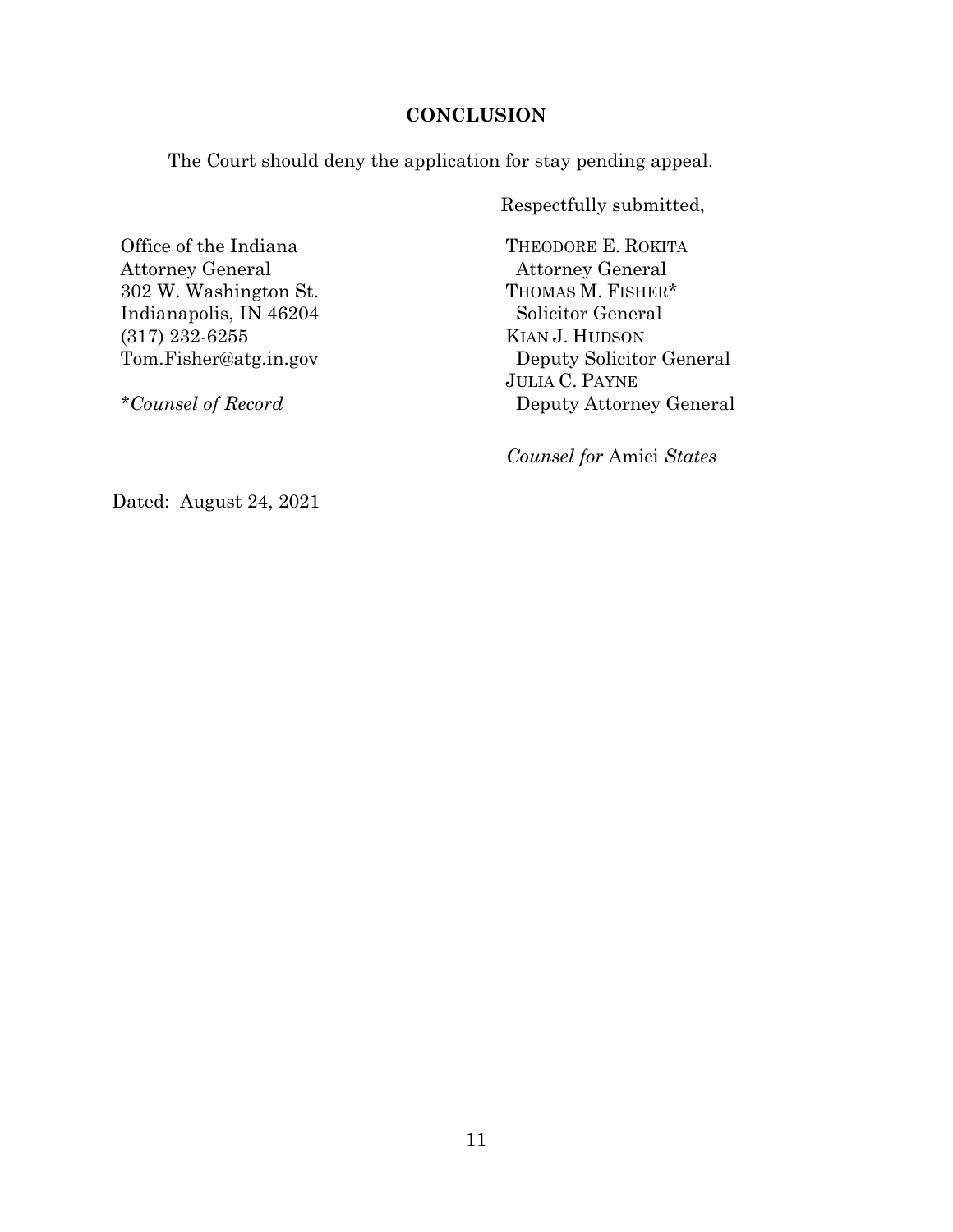## CONCLUSION

The Court should deny the application for stay pending appeal.

Respectfully submitted,

Office of the Indiana
Attorney General
302 W. Washington St.
Indianapolis, IN 46204
(317) 232-6255
Tom.Fisher@atg.in.gov

**Counsel of Record*

THEODORE E. ROKITA
Attorney General
THOMAS M. FISHER*
Solicitor General
KIAN J. HUDSON
Deputy Solicitor General
JULIA C. PAYNE
Deputy Attorney General

*Counsel for* Amici *States*

Dated: August 24, 2021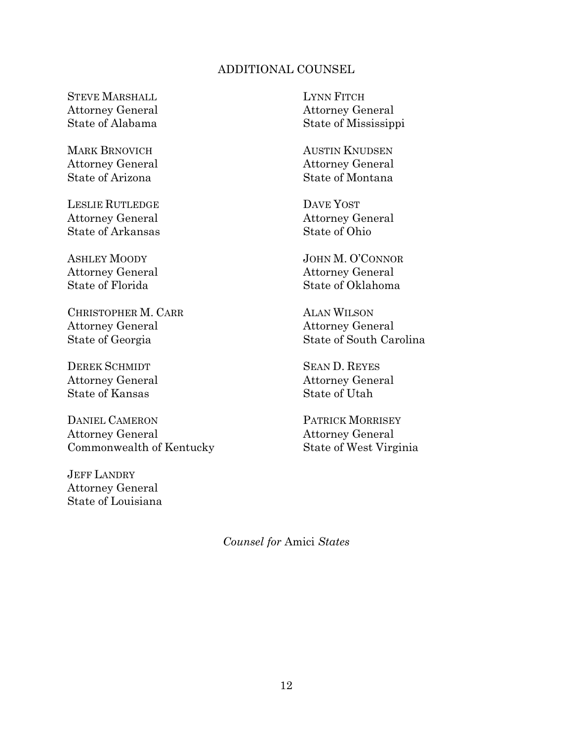## ADDITIONAL COUNSEL

STEVE MARSHALL
Attorney General
State of Alabama

MARK BRNOVICH
Attorney General
State of Arizona

LESLIE RUTLEDGE
Attorney General
State of Arkansas

ASHLEY MOODY
Attorney General
State of Florida

CHRISTOPHER M. CARR
Attorney General
State of Georgia

DEREK SCHMIDT
Attorney General
State of Kansas

DANIEL CAMERON
Attorney General
Commonwealth of Kentucky

JEFF LANDRY
Attorney General
State of Louisiana

LYNN FITCH
Attorney General
State of Mississippi

AUSTIN KNUDSEN
Attorney General
State of Montana

DAVE YOST
Attorney General
State of Ohio

JOHN M. O'CONNOR
Attorney General
State of Oklahoma

ALAN WILSON
Attorney General
State of South Carolina

SEAN D. REYES
Attorney General
State of Utah

PATRICK MORRISEY
Attorney General
State of West Virginia

*Counsel for* Amici *States*